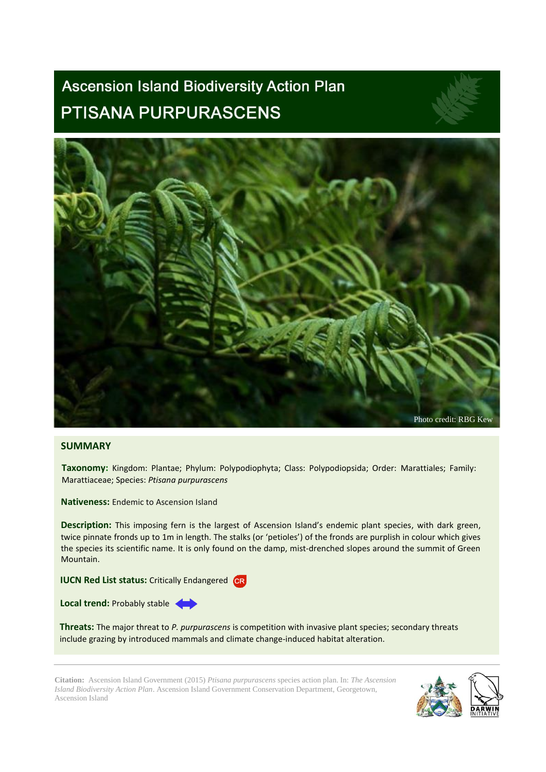# Ascension Island Biodiversity Action Plan

# PTISANA PURPURASCENS

Photo credit: RBG Kew

## SUMMARY

**Taxonomy:** Kingdom: Plantae; Phylum: Polypodiophyta; Class: Polypodiopsida; Order: Marattiales; Family: Marattiaceae; Species: *Ptisana purpurascens*

**Nativeness:** Endemic to Ascension Island

**Description:** This imposing fern is the largest of Ascension Island's endemic plant species, with dark green, twice pinnate fronds up to 1m in length. The stalks (or 'petioles') of the fronds are purplish in colour which gives the species its scientific name. It is only found on the damp, mist-drenched slopes around the summit of Green Mountain.

**IUCN Red List status:** Critically Endangered CR

**Local trend:** Probably stable

**Threats:** The major threat to *P. purpurascens* is competition with invasive plant species; secondary threats include grazing by introduced mammals and climate change-induced habitat alteration.

**Citation:** Ascension Island Government (2015) *Ptisana purpurascens* species action plan. In: *The Ascension Island Biodiversity Action Plan*. Ascension Island Government Conservation Department, Georgetown, Ascension Island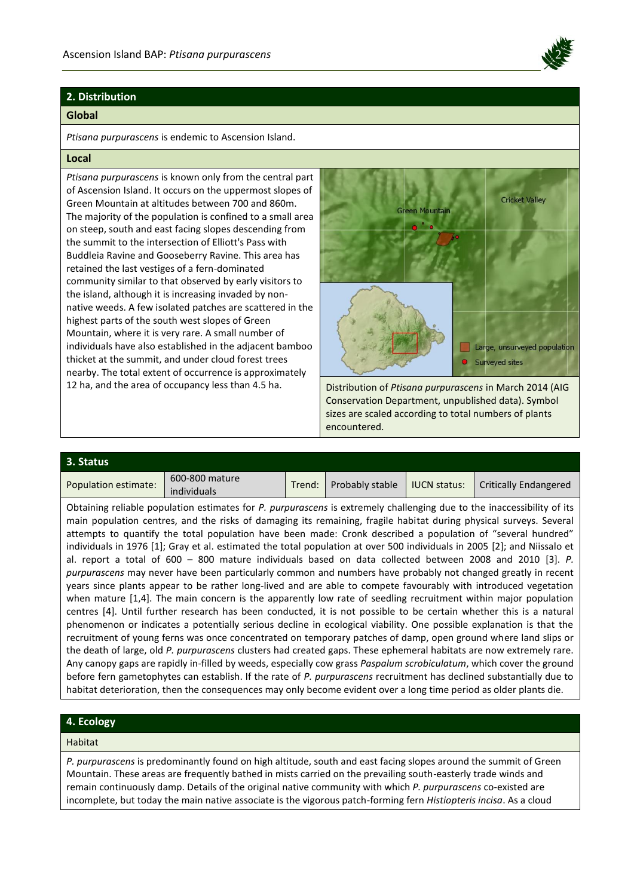## 2. Distribution

### Global

*Ptisana purpurascens* is endemic to Ascension Island.

### Local

*Ptisana purpurascens* is known only from the central part of Ascension Island. It occurs on the uppermost slopes of Green Mountain at altitudes between 700 and 860m. The majority of the population is confined to a small area on steep, south and east facing slopes descending from the summit to the intersection of Elliott's Pass with Buddleia Ravine and Gooseberry Ravine. This area has retained the last vestiges of a fern-dominated community similar to that observed by early visitors to the island, although it is increasing invaded by non-native weeds. A few isolated patches are scattered in the highest parts of the south west slopes of Green Mountain, where it is very rare. A small number of individuals have also established in the adjacent bamboo thicket at the summit, and under cloud forest trees nearby. The total extent of occurrence is approximately 12 ha, and the area of occupancy less than 4.5 ha.

Distribution of *Ptisana purpurascens* in March 2014 (AIG Conservation Department, unpublished data). Symbol sizes are scaled according to total numbers of plants encountered.

## 3. Status

| Population estimate: | 600-800 mature individuals | Trend: | Probably stable | IUCN status: | Critically Endangered |
|---|---|---|---|---|---|

Obtaining reliable population estimates for *P. purpurascens* is extremely challenging due to the inaccessibility of its main population centres, and the risks of damaging its remaining, fragile habitat during physical surveys. Several attempts to quantify the total population have been made: Cronk described a population of "several hundred" individuals in 1976 [1]; Gray et al. estimated the total population at over 500 individuals in 2005 [2]; and Niissalo et al. report a total of 600 – 800 mature individuals based on data collected between 2008 and 2010 [3]. *P. purpurascens* may never have been particularly common and numbers have probably not changed greatly in recent years since plants appear to be rather long-lived and are able to compete favourably with introduced vegetation when mature [1,4]. The main concern is the apparently low rate of seedling recruitment within major population centres [4]. Until further research has been conducted, it is not possible to be certain whether this is a natural phenomenon or indicates a potentially serious decline in ecological viability. One possible explanation is that the recruitment of young ferns was once concentrated on temporary patches of damp, open ground where land slips or the death of large, old *P. purpurascens* clusters had created gaps. These ephemeral habitats are now extremely rare. Any canopy gaps are rapidly in-filled by weeds, especially cow grass *Paspalum scrobiculatum*, which cover the ground before fern gametophytes can establish. If the rate of *P. purpurascens* recruitment has declined substantially due to habitat deterioration, then the consequences may only become evident over a long time period as older plants die.

## 4. Ecology

### Habitat

*P. purpurascens* is predominantly found on high altitude, south and east facing slopes around the summit of Green Mountain. These areas are frequently bathed in mists carried on the prevailing south-easterly trade winds and remain continuously damp. Details of the original native community with which *P. purpurascens* co-existed are incomplete, but today the main native associate is the vigorous patch-forming fern *Histiopteris incisa*. As a cloud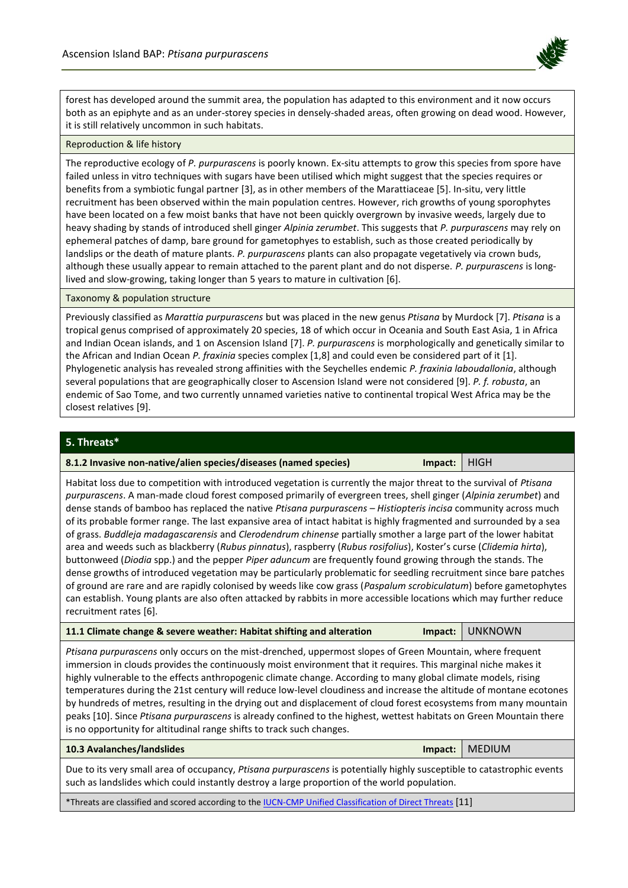forest has developed around the summit area, the population has adapted to this environment and it now occurs both as an epiphyte and as an under-storey species in densely-shaded areas, often growing on dead wood. However, it is still relatively uncommon in such habitats.

### Reproduction & life history

The reproductive ecology of *P. purpurascens* is poorly known. Ex-situ attempts to grow this species from spore have failed unless in vitro techniques with sugars have been utilised which might suggest that the species requires or benefits from a symbiotic fungal partner [3], as in other members of the Marattiaceae [5]. In-situ, very little recruitment has been observed within the main population centres. However, rich growths of young sporophytes have been located on a few moist banks that have not been quickly overgrown by invasive weeds, largely due to heavy shading by stands of introduced shell ginger *Alpinia zerumbet*. This suggests that *P. purpurascens* may rely on ephemeral patches of damp, bare ground for gametophytes to establish, such as those created periodically by landslips or the death of mature plants. *P. purpurascens* plants can also propagate vegetatively via crown buds, although these usually appear to remain attached to the parent plant and do not disperse. *P. purpurascens* is long-lived and slow-growing, taking longer than 5 years to mature in cultivation [6].

### Taxonomy & population structure

Previously classified as *Marattia purpurascens* but was placed in the new genus *Ptisana* by Murdock [7]. *Ptisana* is a tropical genus comprised of approximately 20 species, 18 of which occur in Oceania and South East Asia, 1 in Africa and Indian Ocean islands, and 1 on Ascension Island [7]. *P. purpurascens* is morphologically and genetically similar to the African and Indian Ocean *P. fraxinia* species complex [1,8] and could even be considered part of it [1]. Phylogenetic analysis has revealed strong affinities with the Seychelles endemic *P. fraxinia laboudallonia*, although several populations that are geographically closer to Ascension Island were not considered [9]. *P. f. robusta*, an endemic of Sao Tome, and two currently unnamed varieties native to continental tropical West Africa may be the closest relatives [9].

## 5. Threats*

| 8.1.2 Invasive non-native/alien species/diseases (named species) | Impact: | HIGH |
|---|---|---|

Habitat loss due to competition with introduced vegetation is currently the major threat to the survival of *Ptisana purpurascens*. A man-made cloud forest composed primarily of evergreen trees, shell ginger (*Alpinia zerumbet*) and dense stands of bamboo has replaced the native *Ptisana purpurascens – Histiopteris incisa* community across much of its probable former range. The last expansive area of intact habitat is highly fragmented and surrounded by a sea of grass. *Buddleja madagascarensis* and *Clerodendrum chinense* partially smother a large part of the lower habitat area and weeds such as blackberry (*Rubus pinnatus*), raspberry (*Rubus rosifolius*), Koster's curse (*Clidemia hirta*), buttonweed (*Diodia* spp.) and the pepper *Piper aduncum* are frequently found growing through the stands. The dense growths of introduced vegetation may be particularly problematic for seedling recruitment since bare patches of ground are rare and are rapidly colonised by weeds like cow grass (*Paspalum scrobiculatum*) before gametophytes can establish. Young plants are also often attacked by rabbits in more accessible locations which may further reduce recruitment rates [6].

| 11.1 Climate change & severe weather: Habitat shifting and alteration | Impact: | UNKNOWN |
|---|---|---|

*Ptisana purpurascens* only occurs on the mist-drenched, uppermost slopes of Green Mountain, where frequent immersion in clouds provides the continuously moist environment that it requires. This marginal niche makes it highly vulnerable to the effects anthropogenic climate change. According to many global climate models, rising temperatures during the 21st century will reduce low-level cloudiness and increase the altitude of montane ecotones by hundreds of metres, resulting in the drying out and displacement of cloud forest ecosystems from many mountain peaks [10]. Since *Ptisana purpurascens* is already confined to the highest, wettest habitats on Green Mountain there is no opportunity for altitudinal range shifts to track such changes.

| 10.3 Avalanches/landslides | Impact: | MEDIUM |
|---|---|---|

Due to its very small area of occupancy, *Ptisana purpurascens* is potentially highly susceptible to catastrophic events such as landslides which could instantly destroy a large proportion of the world population.

*Threats are classified and scored according to the IUCN-CMP Unified Classification of Direct Threats [11]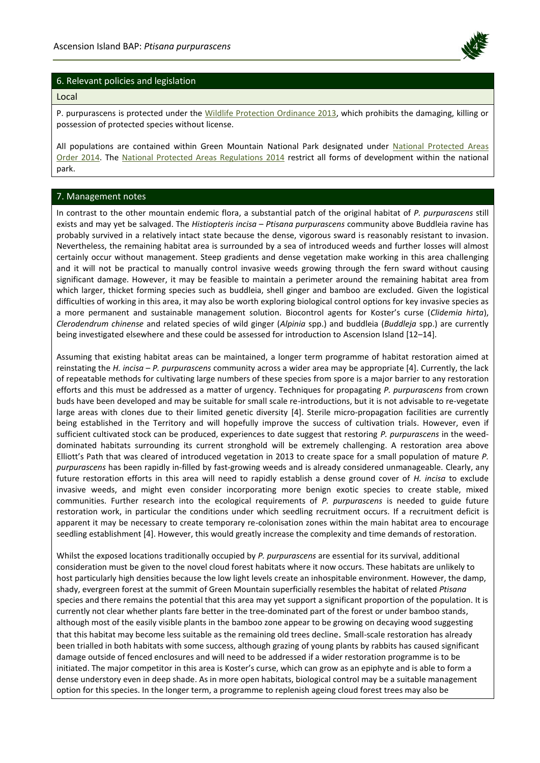## 6. Relevant policies and legislation

### Local

P. purpurascens is protected under the Wildlife Protection Ordinance 2013, which prohibits the damaging, killing or possession of protected species without license.

All populations are contained within Green Mountain National Park designated under National Protected Areas Order 2014. The National Protected Areas Regulations 2014 restrict all forms of development within the national park.

## 7. Management notes

In contrast to the other mountain endemic flora, a substantial patch of the original habitat of *P. purpurascens* still exists and may yet be salvaged. The *Histiopteris incisa – Ptisana purpurascens* community above Buddleia ravine has probably survived in a relatively intact state because the dense, vigorous sward is reasonably resistant to invasion. Nevertheless, the remaining habitat area is surrounded by a sea of introduced weeds and further losses will almost certainly occur without management. Steep gradients and dense vegetation make working in this area challenging and it will not be practical to manually control invasive weeds growing through the fern sward without causing significant damage. However, it may be feasible to maintain a perimeter around the remaining habitat area from which larger, thicket forming species such as buddleia, shell ginger and bamboo are excluded. Given the logistical difficulties of working in this area, it may also be worth exploring biological control options for key invasive species as a more permanent and sustainable management solution. Biocontrol agents for Koster's curse (*Clidemia hirta*), *Clerodendrum chinense* and related species of wild ginger (*Alpinia* spp.) and buddleia (*Buddleja* spp.) are currently being investigated elsewhere and these could be assessed for introduction to Ascension Island [12–14].

Assuming that existing habitat areas can be maintained, a longer term programme of habitat restoration aimed at reinstating the *H. incisa – P. purpurascens* community across a wider area may be appropriate [4]. Currently, the lack of repeatable methods for cultivating large numbers of these species from spore is a major barrier to any restoration efforts and this must be addressed as a matter of urgency. Techniques for propagating *P. purpurascens* from crown buds have been developed and may be suitable for small scale re-introductions, but it is not advisable to re-vegetate large areas with clones due to their limited genetic diversity [4]. Sterile micro-propagation facilities are currently being established in the Territory and will hopefully improve the success of cultivation trials. However, even if sufficient cultivated stock can be produced, experiences to date suggest that restoring *P. purpurascens* in the weed-dominated habitats surrounding its current stronghold will be extremely challenging. A restoration area above Elliott's Path that was cleared of introduced vegetation in 2013 to create space for a small population of mature *P. purpurascens* has been rapidly in-filled by fast-growing weeds and is already considered unmanageable. Clearly, any future restoration efforts in this area will need to rapidly establish a dense ground cover of *H. incisa* to exclude invasive weeds, and might even consider incorporating more benign exotic species to create stable, mixed communities. Further research into the ecological requirements of *P. purpurascens* is needed to guide future restoration work, in particular the conditions under which seedling recruitment occurs. If a recruitment deficit is apparent it may be necessary to create temporary re-colonisation zones within the main habitat area to encourage seedling establishment [4]. However, this would greatly increase the complexity and time demands of restoration.

Whilst the exposed locations traditionally occupied by *P. purpurascens* are essential for its survival, additional consideration must be given to the novel cloud forest habitats where it now occurs. These habitats are unlikely to host particularly high densities because the low light levels create an inhospitable environment. However, the damp, shady, evergreen forest at the summit of Green Mountain superficially resembles the habitat of related *Ptisana* species and there remains the potential that this area may yet support a significant proportion of the population. It is currently not clear whether plants fare better in the tree-dominated part of the forest or under bamboo stands, although most of the easily visible plants in the bamboo zone appear to be growing on decaying wood suggesting that this habitat may become less suitable as the remaining old trees decline. Small-scale restoration has already been trialled in both habitats with some success, although grazing of young plants by rabbits has caused significant damage outside of fenced enclosures and will need to be addressed if a wider restoration programme is to be initiated. The major competitor in this area is Koster's curse, which can grow as an epiphyte and is able to form a dense understory even in deep shade. As in more open habitats, biological control may be a suitable management option for this species. In the longer term, a programme to replenish ageing cloud forest trees may also be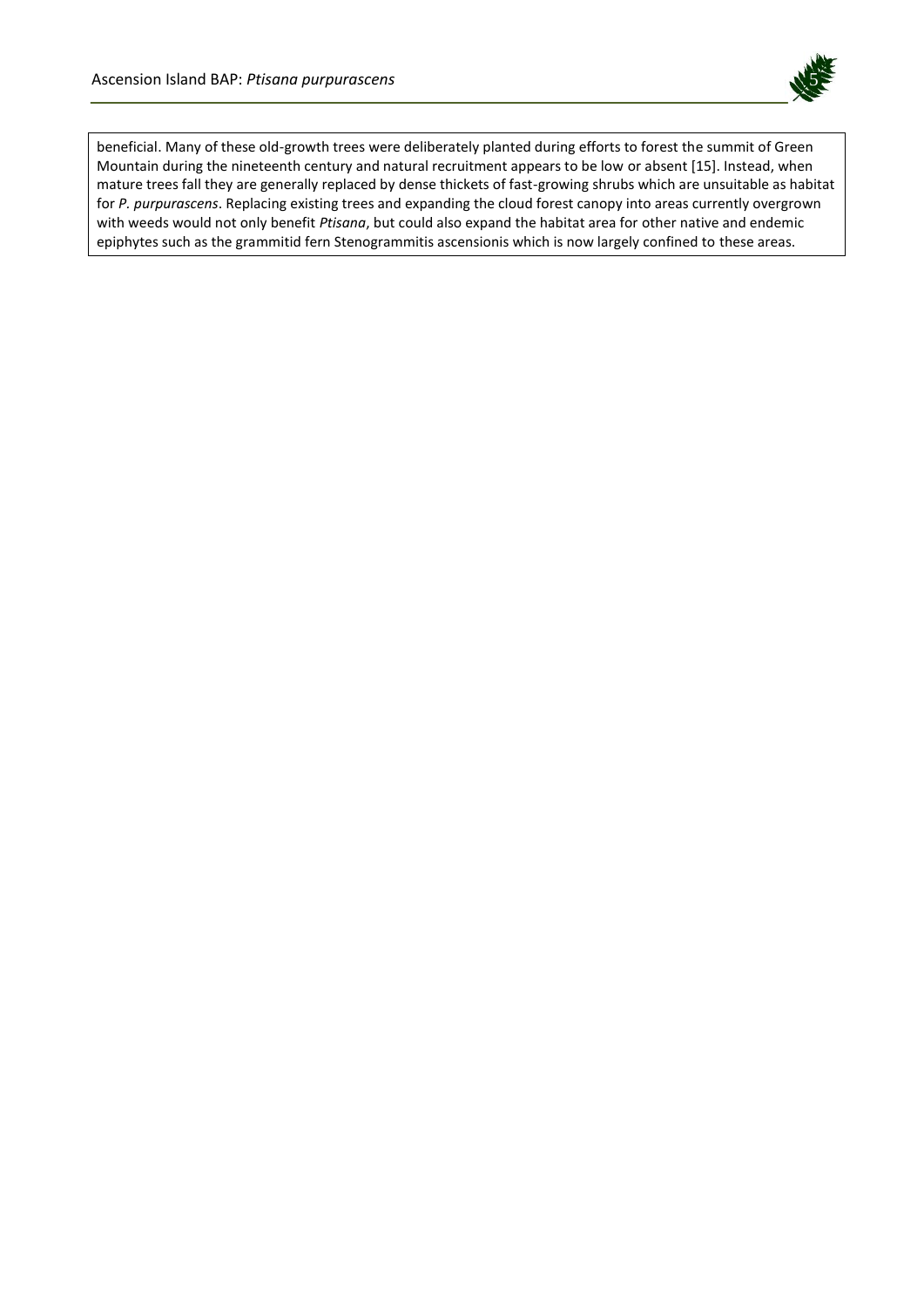beneficial. Many of these old-growth trees were deliberately planted during efforts to forest the summit of Green Mountain during the nineteenth century and natural recruitment appears to be low or absent [15]. Instead, when mature trees fall they are generally replaced by dense thickets of fast-growing shrubs which are unsuitable as habitat for *P. purpurascens*. Replacing existing trees and expanding the cloud forest canopy into areas currently overgrown with weeds would not only benefit *Ptisana*, but could also expand the habitat area for other native and endemic epiphytes such as the grammitid fern Stenogrammitis ascensionis which is now largely confined to these areas.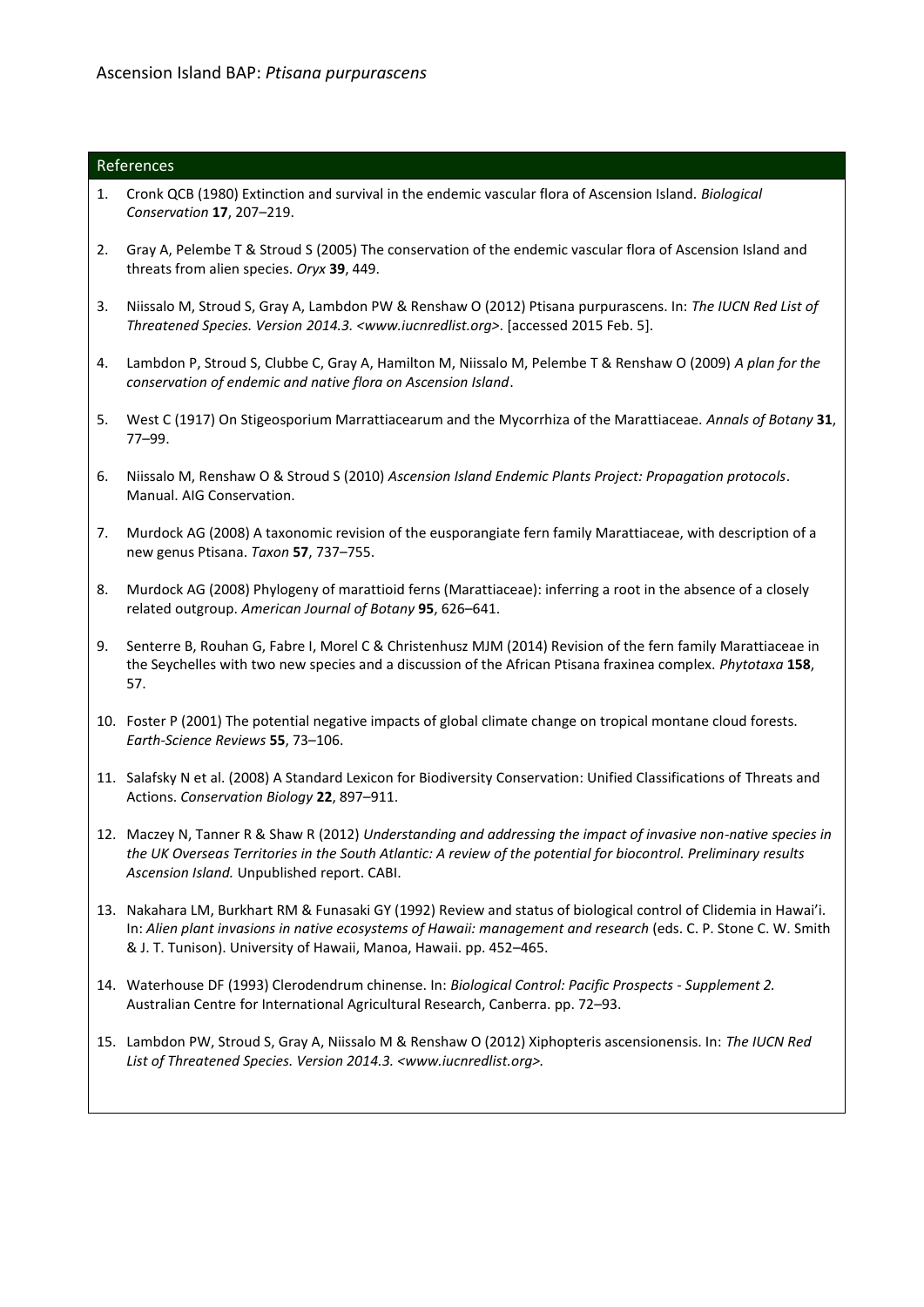## References

1. Cronk QCB (1980) Extinction and survival in the endemic vascular flora of Ascension Island. *Biological Conservation* **17**, 207–219.

2. Gray A, Pelembe T & Stroud S (2005) The conservation of the endemic vascular flora of Ascension Island and threats from alien species. *Oryx* **39**, 449.

3. Niissalo M, Stroud S, Gray A, Lambdon PW & Renshaw O (2012) Ptisana purpurascens. In: *The IUCN Red List of Threatened Species. Version 2014.3. <www.iucnredlist.org>*. [accessed 2015 Feb. 5].

4. Lambdon P, Stroud S, Clubbe C, Gray A, Hamilton M, Niissalo M, Pelembe T & Renshaw O (2009) *A plan for the conservation of endemic and native flora on Ascension Island*.

5. West C (1917) On Stigeosporium Marrattiacearum and the Mycorrhiza of the Marattiaceae. *Annals of Botany* **31**, 77–99.

6. Niissalo M, Renshaw O & Stroud S (2010) *Ascension Island Endemic Plants Project: Propagation protocols*. Manual. AIG Conservation.

7. Murdock AG (2008) A taxonomic revision of the eusporangiate fern family Marattiaceae, with description of a new genus Ptisana. *Taxon* **57**, 737–755.

8. Murdock AG (2008) Phylogeny of marattioid ferns (Marattiaceae): inferring a root in the absence of a closely related outgroup. *American Journal of Botany* **95**, 626–641.

9. Senterre B, Rouhan G, Fabre I, Morel C & Christenhusz MJM (2014) Revision of the fern family Marattiaceae in the Seychelles with two new species and a discussion of the African Ptisana fraxinea complex. *Phytotaxa* **158**, 57.

10. Foster P (2001) The potential negative impacts of global climate change on tropical montane cloud forests. *Earth-Science Reviews* **55**, 73–106.

11. Salafsky N et al. (2008) A Standard Lexicon for Biodiversity Conservation: Unified Classifications of Threats and Actions. *Conservation Biology* **22**, 897–911.

12. Maczey N, Tanner R & Shaw R (2012) *Understanding and addressing the impact of invasive non-native species in the UK Overseas Territories in the South Atlantic: A review of the potential for biocontrol. Preliminary results Ascension Island.* Unpublished report. CABI.

13. Nakahara LM, Burkhart RM & Funasaki GY (1992) Review and status of biological control of Clidemia in Hawai'i. In: *Alien plant invasions in native ecosystems of Hawaii: management and research* (eds. C. P. Stone C. W. Smith & J. T. Tunison). University of Hawaii, Manoa, Hawaii. pp. 452–465.

14. Waterhouse DF (1993) Clerodendrum chinense. In: *Biological Control: Pacific Prospects - Supplement 2.* Australian Centre for International Agricultural Research, Canberra. pp. 72–93.

15. Lambdon PW, Stroud S, Gray A, Niissalo M & Renshaw O (2012) Xiphopteris ascensionensis. In: *The IUCN Red List of Threatened Species. Version 2014.3. <www.iucnredlist.org>.*